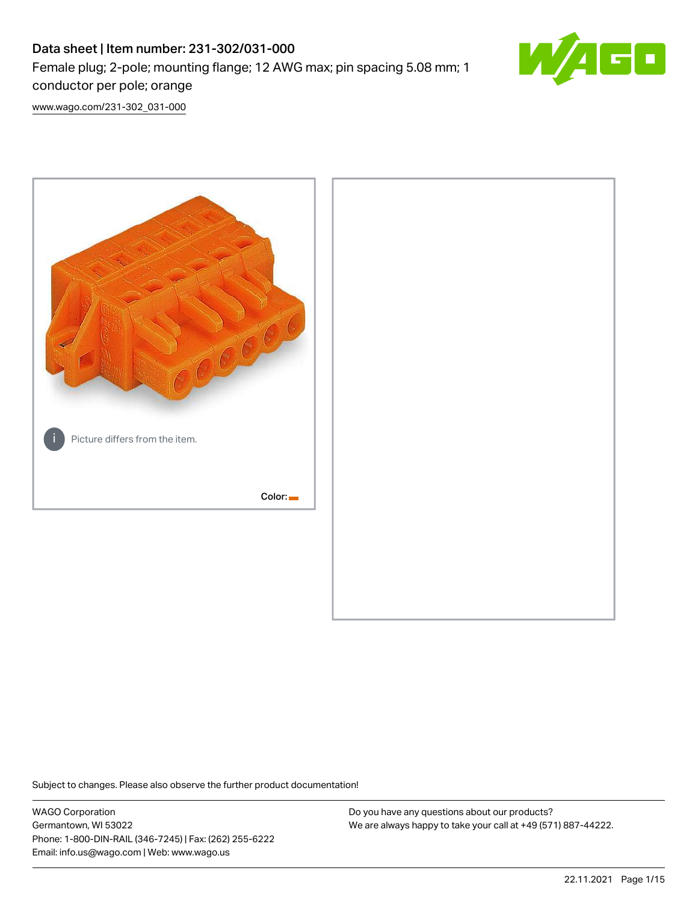# Data sheet | Item number: 231-302/031-000

Female plug; 2-pole; mounting flange; 12 AWG max; pin spacing 5.08 mm; 1 conductor per pole; orange

www.wago.com/231-302_031-000

Picture differs from the item.

Color:

Subject to changes. Please also observe the further product documentation!

WAGO Corporation
Germantown, WI 53022
Phone: 1-800-DIN-RAIL (346-7245) | Fax: (262) 255-6222
Email: info.us@wago.com | Web: www.wago.us

Do you have any questions about our products?
We are always happy to take your call at +49 (571) 887-44222.

22.11.2021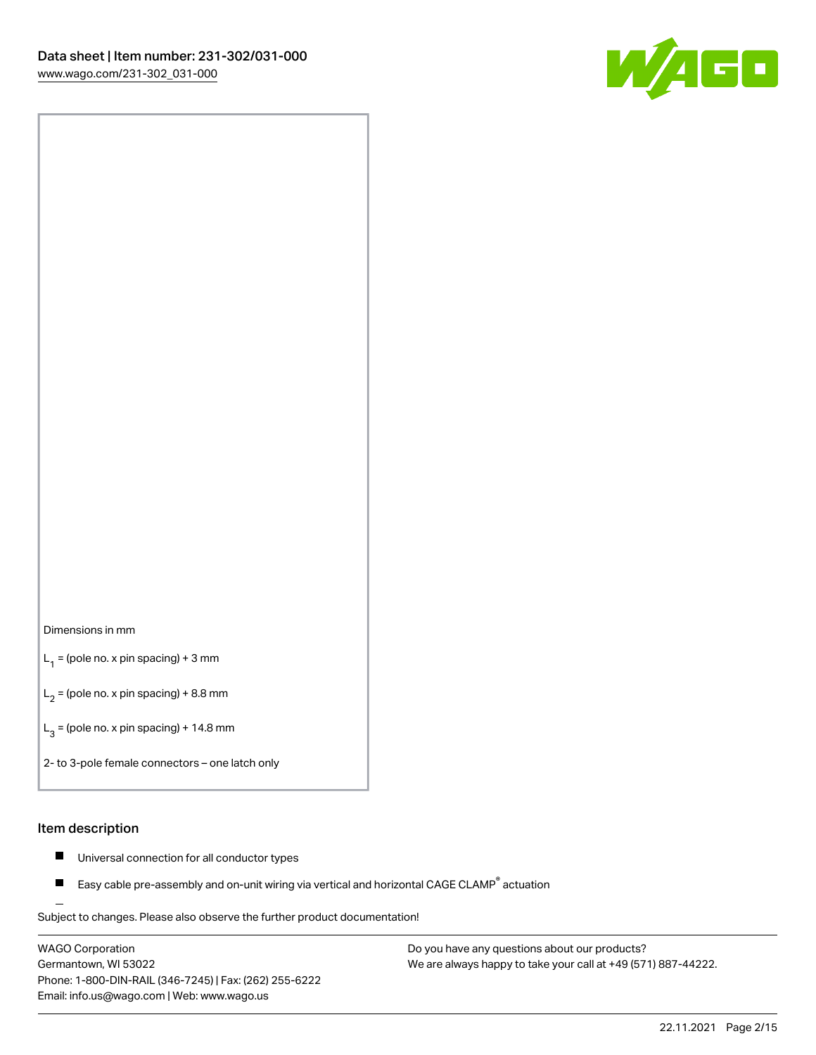Dimensions in mm

$L_1$ = (pole no. x pin spacing) + 3 mm

$L_2$ = (pole no. x pin spacing) + 8.8 mm

$L_3$ = (pole no. x pin spacing) + 14.8 mm

2- to 3-pole female connectors – one latch only

## Item description

- Universal connection for all conductor types
- Easy cable pre-assembly and on-unit wiring via vertical and horizontal CAGE CLAMP® actuation

Subject to changes. Please also observe the further product documentation!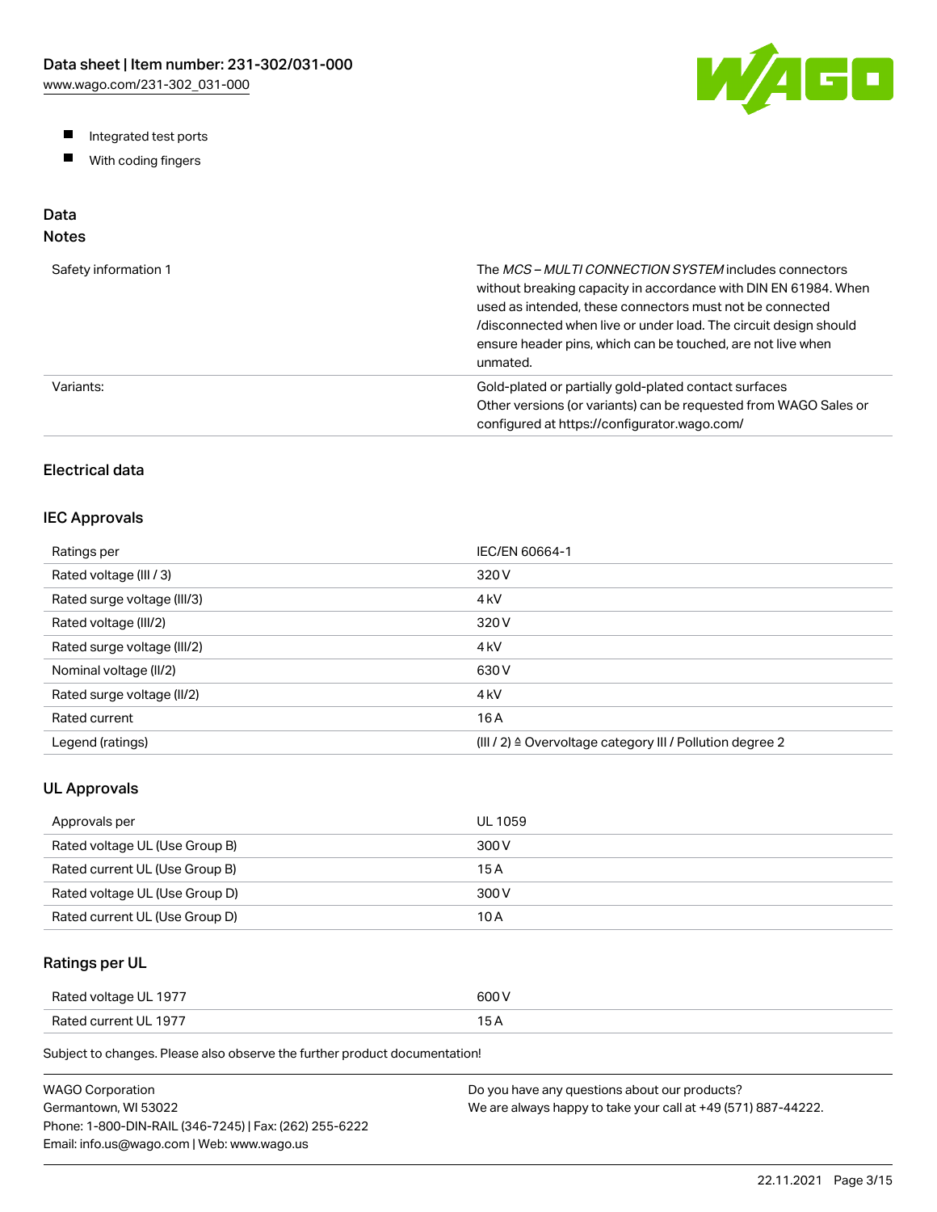- Integrated test ports
- With coding fingers

## Data

### Notes

| | |
|---|---|
| Safety information 1 | The *MCS – MULTI CONNECTION SYSTEM* includes connectors without breaking capacity in accordance with DIN EN 61984. When used as intended, these connectors must not be connected /disconnected when live or under load. The circuit design should ensure header pins, which can be touched, are not live when unmated. |
| Variants: | Gold-plated or partially gold-plated contact surfaces<br>Other versions (or variants) can be requested from WAGO Sales or configured at https://configurator.wago.com/ |

## Electrical data

### IEC Approvals

| | |
|---|---|
| Ratings per | IEC/EN 60664-1 |
| Rated voltage (III / 3) | 320 V |
| Rated surge voltage (III/3) | 4 kV |
| Rated voltage (III/2) | 320 V |
| Rated surge voltage (III/2) | 4 kV |
| Nominal voltage (II/2) | 630 V |
| Rated surge voltage (II/2) | 4 kV |
| Rated current | 16 A |
| Legend (ratings) | (III / 2) ≙ Overvoltage category III / Pollution degree 2 |

### UL Approvals

| | |
|---|---|
| Approvals per | UL 1059 |
| Rated voltage UL (Use Group B) | 300 V |
| Rated current UL (Use Group B) | 15 A |
| Rated voltage UL (Use Group D) | 300 V |
| Rated current UL (Use Group D) | 10 A |

### Ratings per UL

| | |
|---|---|
| Rated voltage UL 1977 | 600 V |
| Rated current UL 1977 | 15 A |

Subject to changes. Please also observe the further product documentation!

WAGO Corporation
Germantown, WI 53022
Phone: 1-800-DIN-RAIL (346-7245) | Fax: (262) 255-6222
Email: info.us@wago.com | Web: www.wago.us

Do you have any questions about our products?
We are always happy to take your call at +49 (571) 887-44222.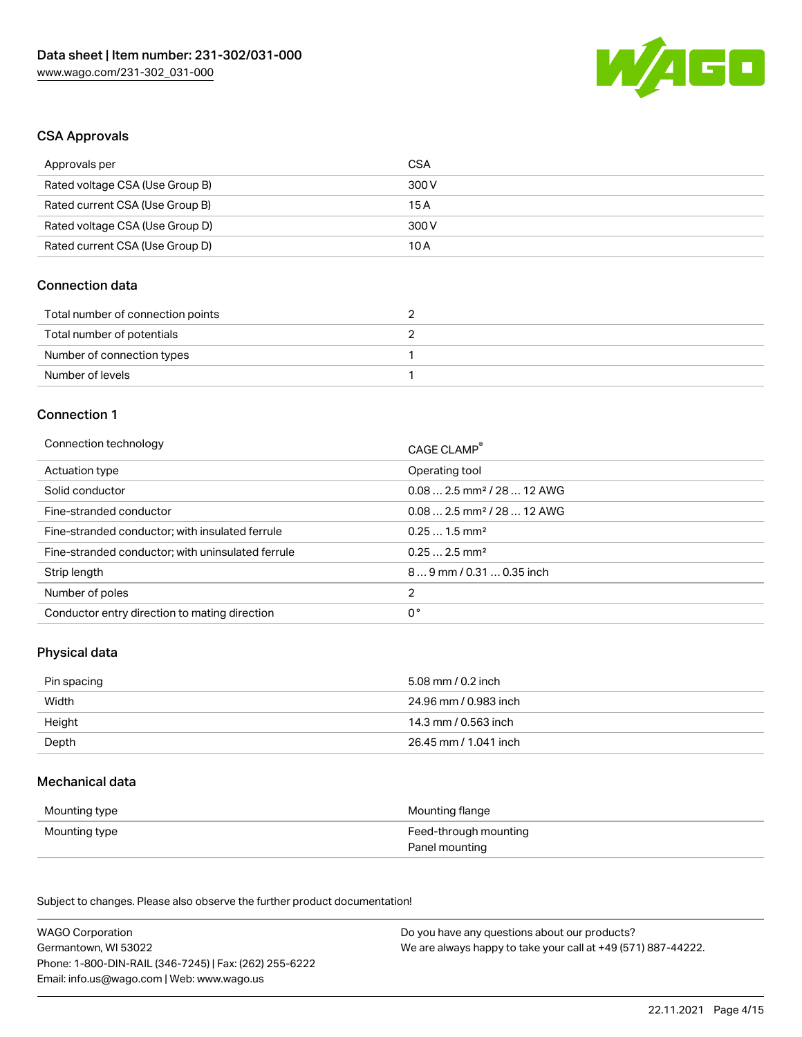## CSA Approvals

| Approvals per | CSA |
| --- | --- |
| Rated voltage CSA (Use Group B) | 300 V |
| Rated current CSA (Use Group B) | 15 A |
| Rated voltage CSA (Use Group D) | 300 V |
| Rated current CSA (Use Group D) | 10 A |

## Connection data

| Total number of connection points | 2 |
| --- | --- |
| Total number of potentials | 2 |
| Number of connection types | 1 |
| Number of levels | 1 |

## Connection 1

| Connection technology | CAGE CLAMP® |
| --- | --- |
| Actuation type | Operating tool |
| Solid conductor | 0.08 … 2.5 mm² / 28 … 12 AWG |
| Fine-stranded conductor | 0.08 … 2.5 mm² / 28 … 12 AWG |
| Fine-stranded conductor; with insulated ferrule | 0.25 … 1.5 mm² |
| Fine-stranded conductor; with uninsulated ferrule | 0.25 … 2.5 mm² |
| Strip length | 8 … 9 mm / 0.31 … 0.35 inch |
| Number of poles | 2 |
| Conductor entry direction to mating direction | 0 ° |

## Physical data

| Pin spacing | 5.08 mm / 0.2 inch |
| --- | --- |
| Width | 24.96 mm / 0.983 inch |
| Height | 14.3 mm / 0.563 inch |
| Depth | 26.45 mm / 1.041 inch |

## Mechanical data

| Mounting type | Mounting flange |
| --- | --- |
| Mounting type | Feed-through mounting<br>Panel mounting |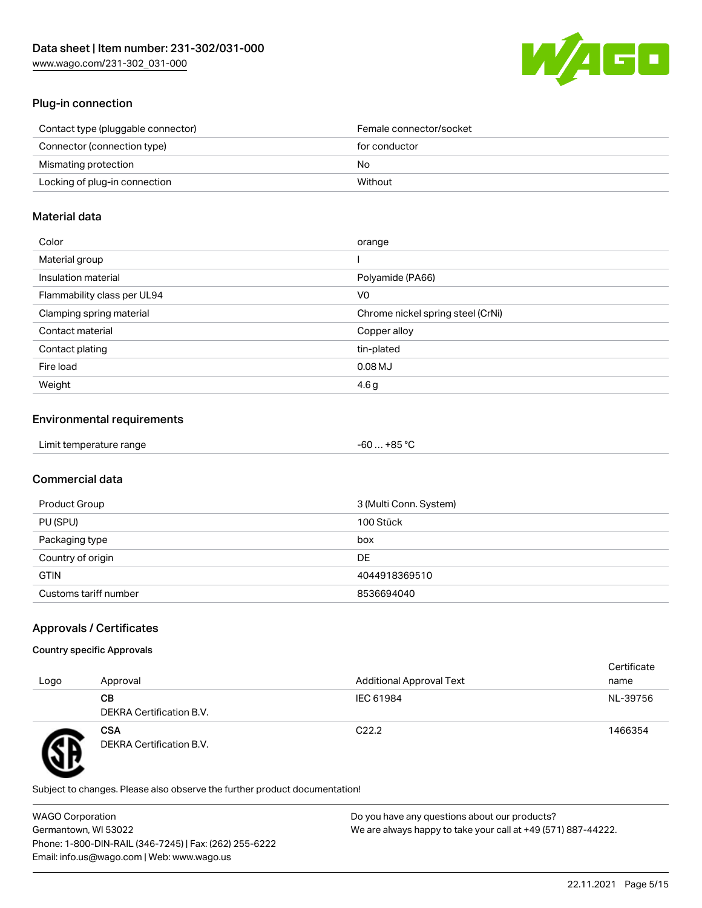## Plug-in connection

| | |
|---|---|
| Contact type (pluggable connector) | Female connector/socket |
| Connector (connection type) | for conductor |
| Mismating protection | No |
| Locking of plug-in connection | Without |

## Material data

| | |
|---|---|
| Color | orange |
| Material group | I |
| Insulation material | Polyamide (PA66) |
| Flammability class per UL94 | V0 |
| Clamping spring material | Chrome nickel spring steel (CrNi) |
| Contact material | Copper alloy |
| Contact plating | tin-plated |
| Fire load | 0.08 MJ |
| Weight | 4.6 g |

## Environmental requirements

| | |
|---|---|
| Limit temperature range | -60 … +85 °C |

## Commercial data

| | |
|---|---|
| Product Group | 3 (Multi Conn. System) |
| PU (SPU) | 100 Stück |
| Packaging type | box |
| Country of origin | DE |
| GTIN | 4044918369510 |
| Customs tariff number | 8536694040 |

## Approvals / Certificates

### Country specific Approvals

| Logo | Approval | Additional Approval Text | Certificate name |
|---|---|---|---|
| | **CB**<br>DEKRA Certification B.V. | IEC 61984 | NL-39756 |
| | **CSA**<br>DEKRA Certification B.V. | C22.2 | 1466354 |

Subject to changes. Please also observe the further product documentation!

WAGO Corporation
Germantown, WI 53022
Phone: 1-800-DIN-RAIL (346-7245) | Fax: (262) 255-6222
Email: info.us@wago.com | Web: www.wago.us

Do you have any questions about our products?
We are always happy to take your call at +49 (571) 887-44222.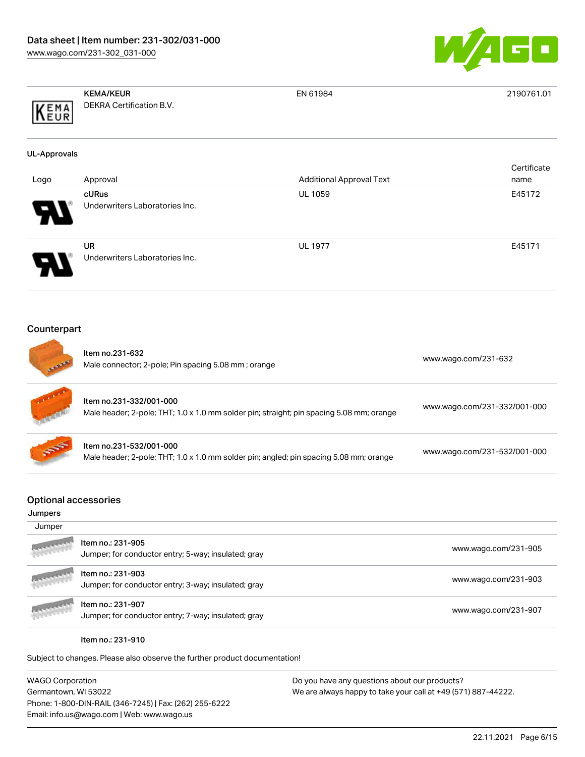| | | | |
|---|---|---|---|
| | **KEMA/KEUR** DEKRA Certification B.V. | EN 61984 | 2190761.01 |

**UL-Approvals**

| Logo | Approval | Additional Approval Text | Certificate name |
|---|---|---|---|
| | **cURus** Underwriters Laboratories Inc. | UL 1059 | E45172 |
| | **UR** Underwriters Laboratories Inc. | UL 1977 | E45171 |

## Counterpart

| | | |
|---|---|---|
| | Item no.231-632 Male connector; 2-pole; Pin spacing 5.08 mm ; orange | www.wago.com/231-632 |
| | Item no.231-332/001-000 Male header; 2-pole; THT; 1.0 x 1.0 mm solder pin; straight; pin spacing 5.08 mm; orange | www.wago.com/231-332/001-000 |
| | Item no.231-532/001-000 Male header; 2-pole; THT; 1.0 x 1.0 mm solder pin; angled; pin spacing 5.08 mm; orange | www.wago.com/231-532/001-000 |

## Optional accessories

**Jumpers**

| Jumper | | |
|---|---|---|
| | Item no.: 231-905 Jumper; for conductor entry; 5-way; insulated; gray | www.wago.com/231-905 |
| | Item no.: 231-903 Jumper; for conductor entry; 3-way; insulated; gray | www.wago.com/231-903 |
| | Item no.: 231-907 Jumper; for conductor entry; 7-way; insulated; gray | www.wago.com/231-907 |
| | Item no.: 231-910 | |

Subject to changes. Please also observe the further product documentation!

WAGO Corporation
Germantown, WI 53022
Phone: 1-800-DIN-RAIL (346-7245) | Fax: (262) 255-6222
Email: info.us@wago.com | Web: www.wago.us

Do you have any questions about our products?
We are always happy to take your call at +49 (571) 887-44222.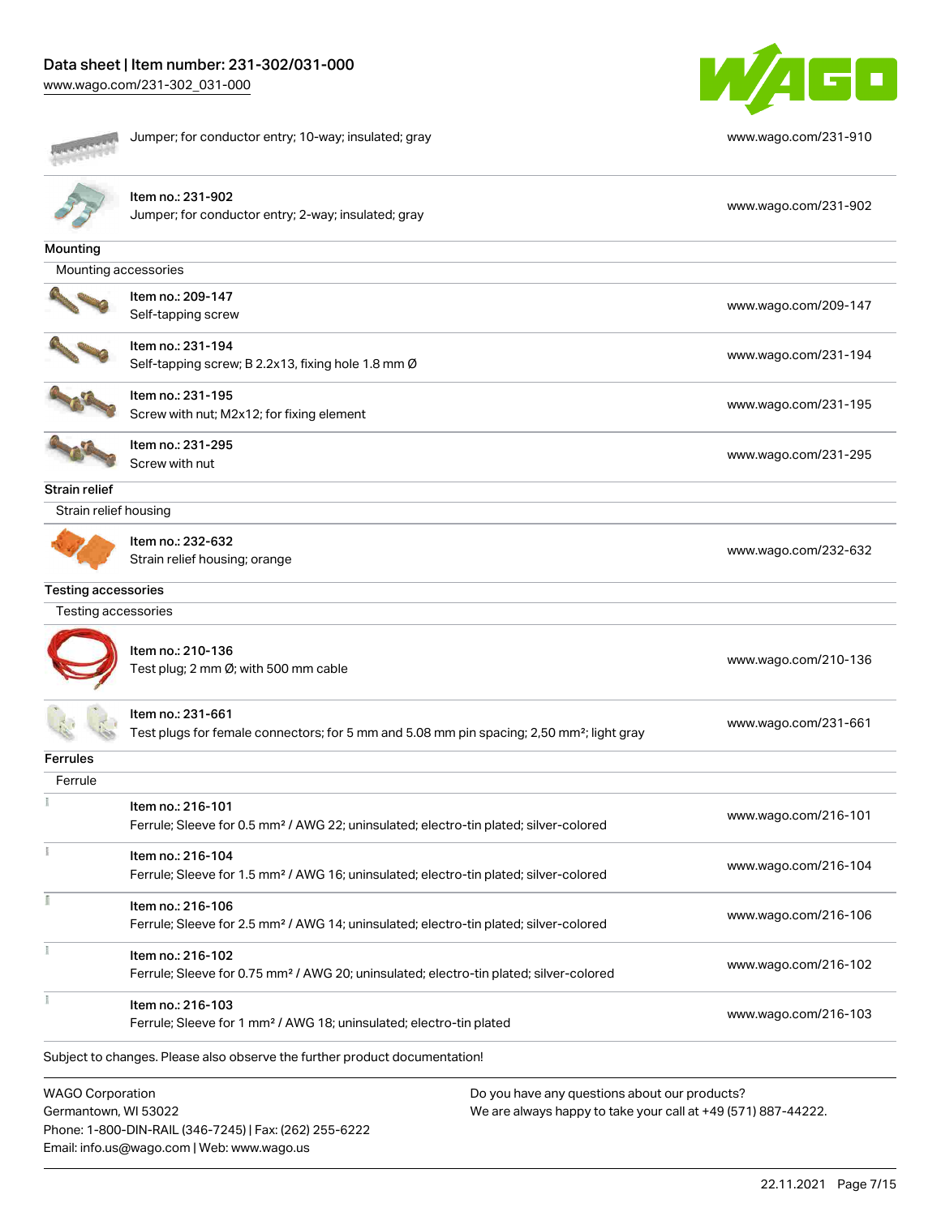| | |
|---|---|
| Jumper; for conductor entry; 10-way; insulated; gray | www.wago.com/231-910 |
| Item no.: 231-902<br>Jumper; for conductor entry; 2-way; insulated; gray | www.wago.com/231-902 |

### Mounting

Mounting accessories

| | |
|---|---|
| Item no.: 209-147<br>Self-tapping screw | www.wago.com/209-147 |
| Item no.: 231-194<br>Self-tapping screw; B 2.2x13, fixing hole 1.8 mm Ø | www.wago.com/231-194 |
| Item no.: 231-195<br>Screw with nut; M2x12; for fixing element | www.wago.com/231-195 |
| Item no.: 231-295<br>Screw with nut | www.wago.com/231-295 |

### Strain relief

Strain relief housing

| | |
|---|---|
| Item no.: 232-632<br>Strain relief housing; orange | www.wago.com/232-632 |

### Testing accessories

Testing accessories

| | |
|---|---|
| Item no.: 210-136<br>Test plug; 2 mm Ø; with 500 mm cable | www.wago.com/210-136 |
| Item no.: 231-661<br>Test plugs for female connectors; for 5 mm and 5.08 mm pin spacing; 2,50 mm²; light gray | www.wago.com/231-661 |

### Ferrules

Ferrule

| | |
|---|---|
| Item no.: 216-101<br>Ferrule; Sleeve for 0.5 mm² / AWG 22; uninsulated; electro-tin plated; silver-colored | www.wago.com/216-101 |
| Item no.: 216-104<br>Ferrule; Sleeve for 1.5 mm² / AWG 16; uninsulated; electro-tin plated; silver-colored | www.wago.com/216-104 |
| Item no.: 216-106<br>Ferrule; Sleeve for 2.5 mm² / AWG 14; uninsulated; electro-tin plated; silver-colored | www.wago.com/216-106 |
| Item no.: 216-102<br>Ferrule; Sleeve for 0.75 mm² / AWG 20; uninsulated; electro-tin plated; silver-colored | www.wago.com/216-102 |
| Item no.: 216-103<br>Ferrule; Sleeve for 1 mm² / AWG 18; uninsulated; electro-tin plated | www.wago.com/216-103 |

Subject to changes. Please also observe the further product documentation!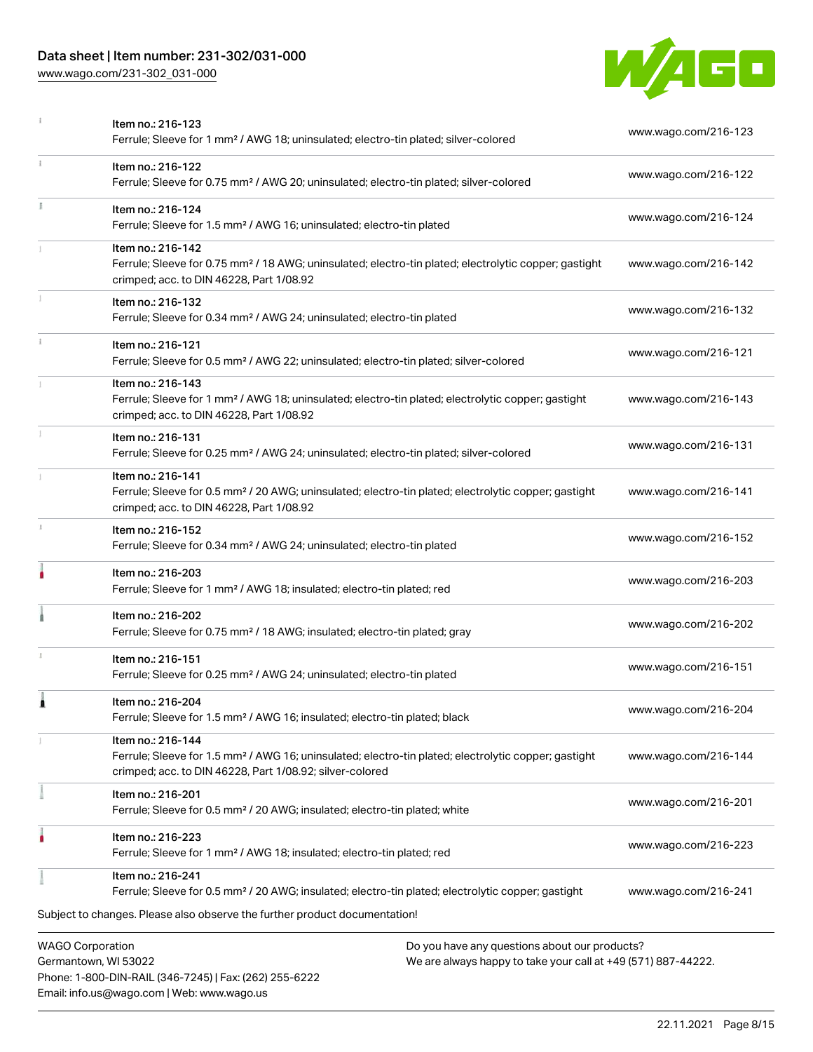| | | |
|---|---|---|
| | Item no.: 216-123<br>Ferrule; Sleeve for 1 mm² / AWG 18; uninsulated; electro-tin plated; silver-colored | www.wago.com/216-123 |
| | Item no.: 216-122<br>Ferrule; Sleeve for 0.75 mm² / AWG 20; uninsulated; electro-tin plated; silver-colored | www.wago.com/216-122 |
| | Item no.: 216-124<br>Ferrule; Sleeve for 1.5 mm² / AWG 16; uninsulated; electro-tin plated | www.wago.com/216-124 |
| | Item no.: 216-142<br>Ferrule; Sleeve for 0.75 mm² / 18 AWG; uninsulated; electro-tin plated; electrolytic copper; gastight crimped; acc. to DIN 46228, Part 1/08.92 | www.wago.com/216-142 |
| | Item no.: 216-132<br>Ferrule; Sleeve for 0.34 mm² / AWG 24; uninsulated; electro-tin plated | www.wago.com/216-132 |
| | Item no.: 216-121<br>Ferrule; Sleeve for 0.5 mm² / AWG 22; uninsulated; electro-tin plated; silver-colored | www.wago.com/216-121 |
| | Item no.: 216-143<br>Ferrule; Sleeve for 1 mm² / AWG 18; uninsulated; electro-tin plated; electrolytic copper; gastight crimped; acc. to DIN 46228, Part 1/08.92 | www.wago.com/216-143 |
| | Item no.: 216-131<br>Ferrule; Sleeve for 0.25 mm² / AWG 24; uninsulated; electro-tin plated; silver-colored | www.wago.com/216-131 |
| | Item no.: 216-141<br>Ferrule; Sleeve for 0.5 mm² / 20 AWG; uninsulated; electro-tin plated; electrolytic copper; gastight crimped; acc. to DIN 46228, Part 1/08.92 | www.wago.com/216-141 |
| | Item no.: 216-152<br>Ferrule; Sleeve for 0.34 mm² / AWG 24; uninsulated; electro-tin plated | www.wago.com/216-152 |
| | Item no.: 216-203<br>Ferrule; Sleeve for 1 mm² / AWG 18; insulated; electro-tin plated; red | www.wago.com/216-203 |
| | Item no.: 216-202<br>Ferrule; Sleeve for 0.75 mm² / 18 AWG; insulated; electro-tin plated; gray | www.wago.com/216-202 |
| | Item no.: 216-151<br>Ferrule; Sleeve for 0.25 mm² / AWG 24; uninsulated; electro-tin plated | www.wago.com/216-151 |
| | Item no.: 216-204<br>Ferrule; Sleeve for 1.5 mm² / AWG 16; insulated; electro-tin plated; black | www.wago.com/216-204 |
| | Item no.: 216-144<br>Ferrule; Sleeve for 1.5 mm² / AWG 16; uninsulated; electro-tin plated; electrolytic copper; gastight crimped; acc. to DIN 46228, Part 1/08.92; silver-colored | www.wago.com/216-144 |
| | Item no.: 216-201<br>Ferrule; Sleeve for 0.5 mm² / 20 AWG; insulated; electro-tin plated; white | www.wago.com/216-201 |
| | Item no.: 216-223<br>Ferrule; Sleeve for 1 mm² / AWG 18; insulated; electro-tin plated; red | www.wago.com/216-223 |
| | Item no.: 216-241<br>Ferrule; Sleeve for 0.5 mm² / 20 AWG; insulated; electro-tin plated; electrolytic copper; gastight | www.wago.com/216-241 |

Subject to changes. Please also observe the further product documentation!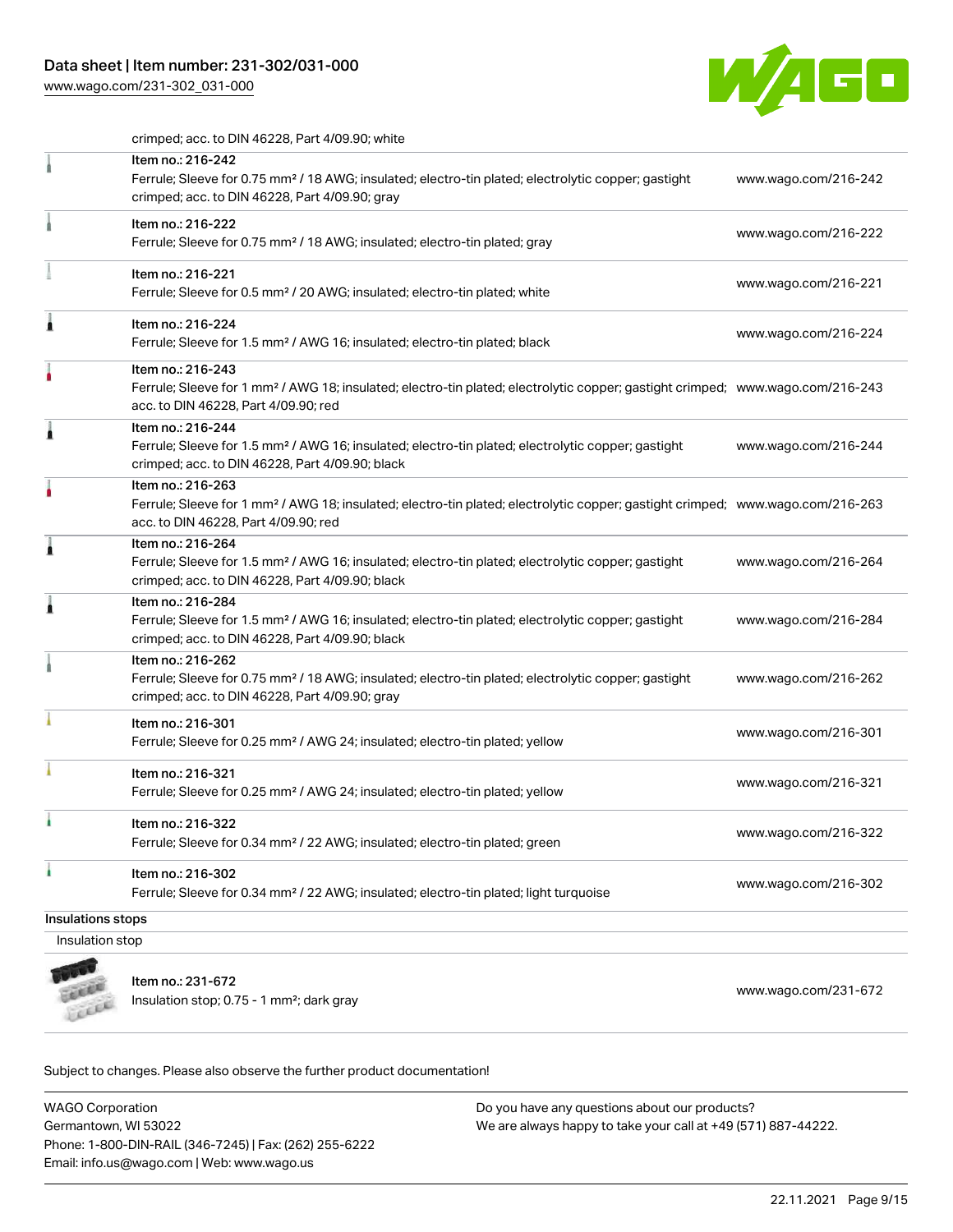crimped; acc. to DIN 46228, Part 4/09.90; white

| Item | Link |
| --- | --- |
| Item no.: 216-242<br>Ferrule; Sleeve for 0.75 mm² / 18 AWG; insulated; electro-tin plated; electrolytic copper; gastight crimped; acc. to DIN 46228, Part 4/09.90; gray | www.wago.com/216-242 |
| Item no.: 216-222<br>Ferrule; Sleeve for 0.75 mm² / 18 AWG; insulated; electro-tin plated; gray | www.wago.com/216-222 |
| Item no.: 216-221<br>Ferrule; Sleeve for 0.5 mm² / 20 AWG; insulated; electro-tin plated; white | www.wago.com/216-221 |
| Item no.: 216-224<br>Ferrule; Sleeve for 1.5 mm² / AWG 16; insulated; electro-tin plated; black | www.wago.com/216-224 |
| Item no.: 216-243<br>Ferrule; Sleeve for 1 mm² / AWG 18; insulated; electro-tin plated; electrolytic copper; gastight crimped; acc. to DIN 46228, Part 4/09.90; red | www.wago.com/216-243 |
| Item no.: 216-244<br>Ferrule; Sleeve for 1.5 mm² / AWG 16; insulated; electro-tin plated; electrolytic copper; gastight crimped; acc. to DIN 46228, Part 4/09.90; black | www.wago.com/216-244 |
| Item no.: 216-263<br>Ferrule; Sleeve for 1 mm² / AWG 18; insulated; electro-tin plated; electrolytic copper; gastight crimped; acc. to DIN 46228, Part 4/09.90; red | www.wago.com/216-263 |
| Item no.: 216-264<br>Ferrule; Sleeve for 1.5 mm² / AWG 16; insulated; electro-tin plated; electrolytic copper; gastight crimped; acc. to DIN 46228, Part 4/09.90; black | www.wago.com/216-264 |
| Item no.: 216-284<br>Ferrule; Sleeve for 1.5 mm² / AWG 16; insulated; electro-tin plated; electrolytic copper; gastight crimped; acc. to DIN 46228, Part 4/09.90; black | www.wago.com/216-284 |
| Item no.: 216-262<br>Ferrule; Sleeve for 0.75 mm² / 18 AWG; insulated; electro-tin plated; electrolytic copper; gastight crimped; acc. to DIN 46228, Part 4/09.90; gray | www.wago.com/216-262 |
| Item no.: 216-301<br>Ferrule; Sleeve for 0.25 mm² / AWG 24; insulated; electro-tin plated; yellow | www.wago.com/216-301 |
| Item no.: 216-321<br>Ferrule; Sleeve for 0.25 mm² / AWG 24; insulated; electro-tin plated; yellow | www.wago.com/216-321 |
| Item no.: 216-322<br>Ferrule; Sleeve for 0.34 mm² / 22 AWG; insulated; electro-tin plated; green | www.wago.com/216-322 |
| Item no.: 216-302<br>Ferrule; Sleeve for 0.34 mm² / 22 AWG; insulated; electro-tin plated; light turquoise | www.wago.com/216-302 |

## Insulations stops

Insulation stop

| Item | Link |
| --- | --- |
| Item no.: 231-672<br>Insulation stop; 0.75 - 1 mm²; dark gray | www.wago.com/231-672 |

Subject to changes. Please also observe the further product documentation!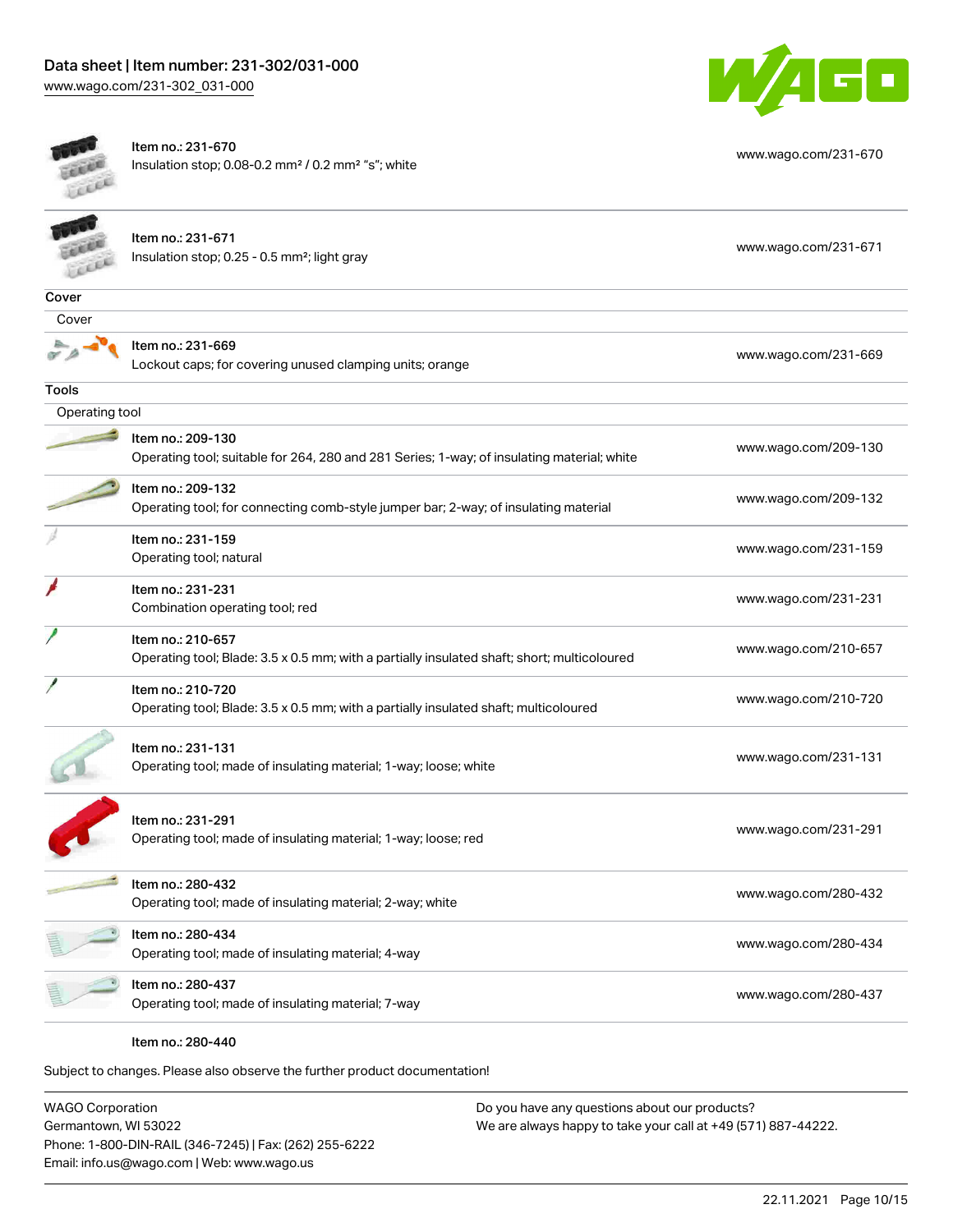| | |
|---|---|
| Item no.: 231-670<br>Insulation stop; 0.08-0.2 mm² / 0.2 mm² "s"; white | www.wago.com/231-670 |
| Item no.: 231-671<br>Insulation stop; 0.25 - 0.5 mm²; light gray | www.wago.com/231-671 |

**Cover**

Cover

| | |
|---|---|
| Item no.: 231-669<br>Lockout caps; for covering unused clamping units; orange | www.wago.com/231-669 |

**Tools**

Operating tool

| | |
|---|---|
| Item no.: 209-130<br>Operating tool; suitable for 264, 280 and 281 Series; 1-way; of insulating material; white | www.wago.com/209-130 |
| Item no.: 209-132<br>Operating tool; for connecting comb-style jumper bar; 2-way; of insulating material | www.wago.com/209-132 |
| Item no.: 231-159<br>Operating tool; natural | www.wago.com/231-159 |
| Item no.: 231-231<br>Combination operating tool; red | www.wago.com/231-231 |
| Item no.: 210-657<br>Operating tool; Blade: 3.5 x 0.5 mm; with a partially insulated shaft; short; multicoloured | www.wago.com/210-657 |
| Item no.: 210-720<br>Operating tool; Blade: 3.5 x 0.5 mm; with a partially insulated shaft; multicoloured | www.wago.com/210-720 |
| Item no.: 231-131<br>Operating tool; made of insulating material; 1-way; loose; white | www.wago.com/231-131 |
| Item no.: 231-291<br>Operating tool; made of insulating material; 1-way; loose; red | www.wago.com/231-291 |
| Item no.: 280-432<br>Operating tool; made of insulating material; 2-way; white | www.wago.com/280-432 |
| Item no.: 280-434<br>Operating tool; made of insulating material; 4-way | www.wago.com/280-434 |
| Item no.: 280-437<br>Operating tool; made of insulating material; 7-way | www.wago.com/280-437 |

Item no.: 280-440

Subject to changes. Please also observe the further product documentation!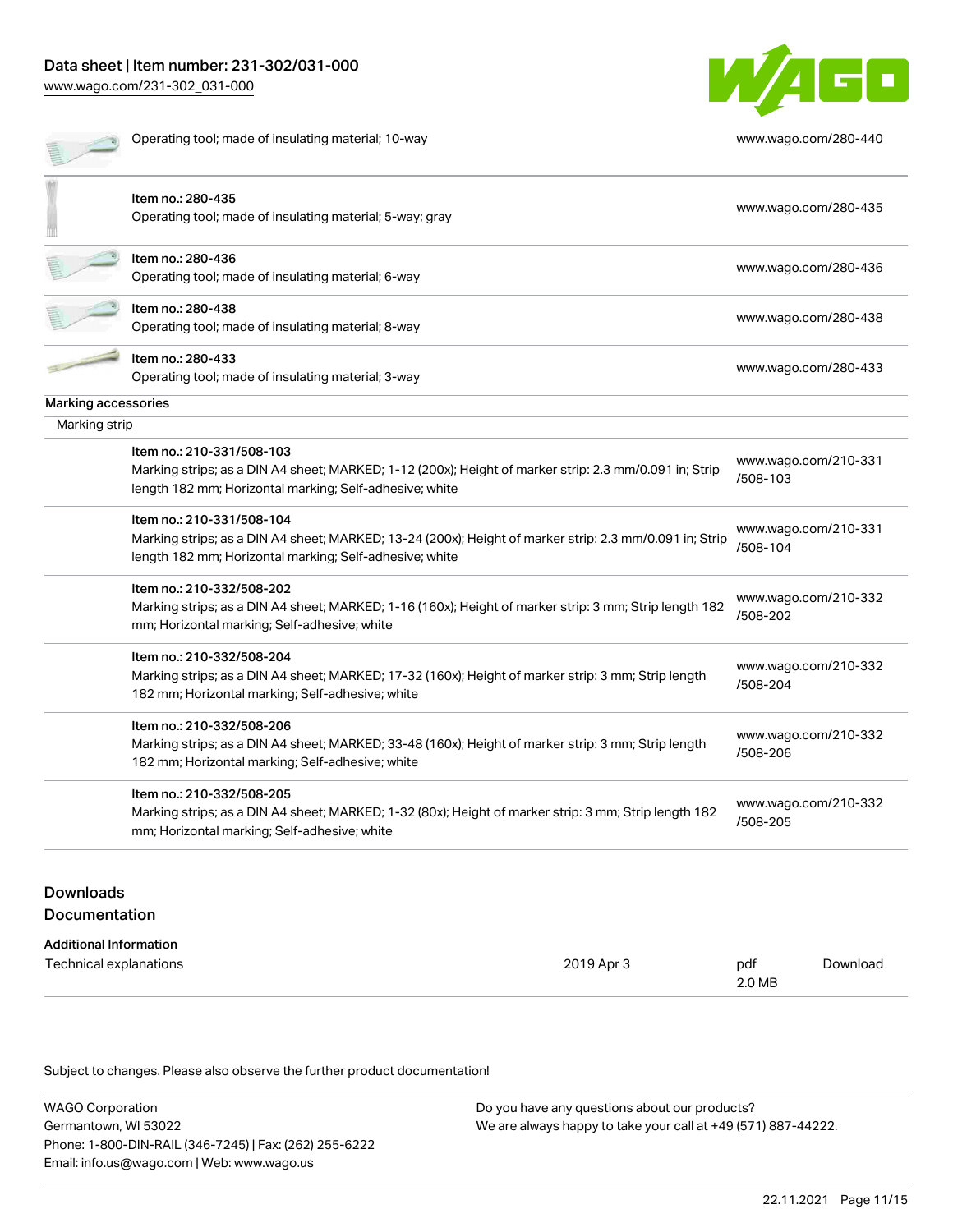| | |
|---|---|
| Operating tool; made of insulating material; 10-way | www.wago.com/280-440 |
| Item no.: 280-435<br>Operating tool; made of insulating material; 5-way; gray | www.wago.com/280-435 |
| Item no.: 280-436<br>Operating tool; made of insulating material; 6-way | www.wago.com/280-436 |
| Item no.: 280-438<br>Operating tool; made of insulating material; 8-way | www.wago.com/280-438 |
| Item no.: 280-433<br>Operating tool; made of insulating material; 3-way | www.wago.com/280-433 |

**Marking accessories**

Marking strip

| | |
|---|---|
| Item no.: 210-331/508-103<br>Marking strips; as a DIN A4 sheet; MARKED; 1-12 (200x); Height of marker strip: 2.3 mm/0.091 in; Strip length 182 mm; Horizontal marking; Self-adhesive; white | www.wago.com/210-331/508-103 |
| Item no.: 210-331/508-104<br>Marking strips; as a DIN A4 sheet; MARKED; 13-24 (200x); Height of marker strip: 2.3 mm/0.091 in; Strip length 182 mm; Horizontal marking; Self-adhesive; white | www.wago.com/210-331/508-104 |
| Item no.: 210-332/508-202<br>Marking strips; as a DIN A4 sheet; MARKED; 1-16 (160x); Height of marker strip: 3 mm; Strip length 182 mm; Horizontal marking; Self-adhesive; white | www.wago.com/210-332/508-202 |
| Item no.: 210-332/508-204<br>Marking strips; as a DIN A4 sheet; MARKED; 17-32 (160x); Height of marker strip: 3 mm; Strip length 182 mm; Horizontal marking; Self-adhesive; white | www.wago.com/210-332/508-204 |
| Item no.: 210-332/508-206<br>Marking strips; as a DIN A4 sheet; MARKED; 33-48 (160x); Height of marker strip: 3 mm; Strip length 182 mm; Horizontal marking; Self-adhesive; white | www.wago.com/210-332/508-206 |
| Item no.: 210-332/508-205<br>Marking strips; as a DIN A4 sheet; MARKED; 1-32 (80x); Height of marker strip: 3 mm; Strip length 182 mm; Horizontal marking; Self-adhesive; white | www.wago.com/210-332/508-205 |

## Downloads

### Documentation

**Additional Information**

| | | | |
|---|---|---|---|
| Technical explanations | 2019 Apr 3 | pdf<br>2.0 MB | Download |

Subject to changes. Please also observe the further product documentation!

WAGO Corporation
Germantown, WI 53022
Phone: 1-800-DIN-RAIL (346-7245) | Fax: (262) 255-6222
Email: info.us@wago.com | Web: www.wago.us

Do you have any questions about our products?
We are always happy to take your call at +49 (571) 887-44222.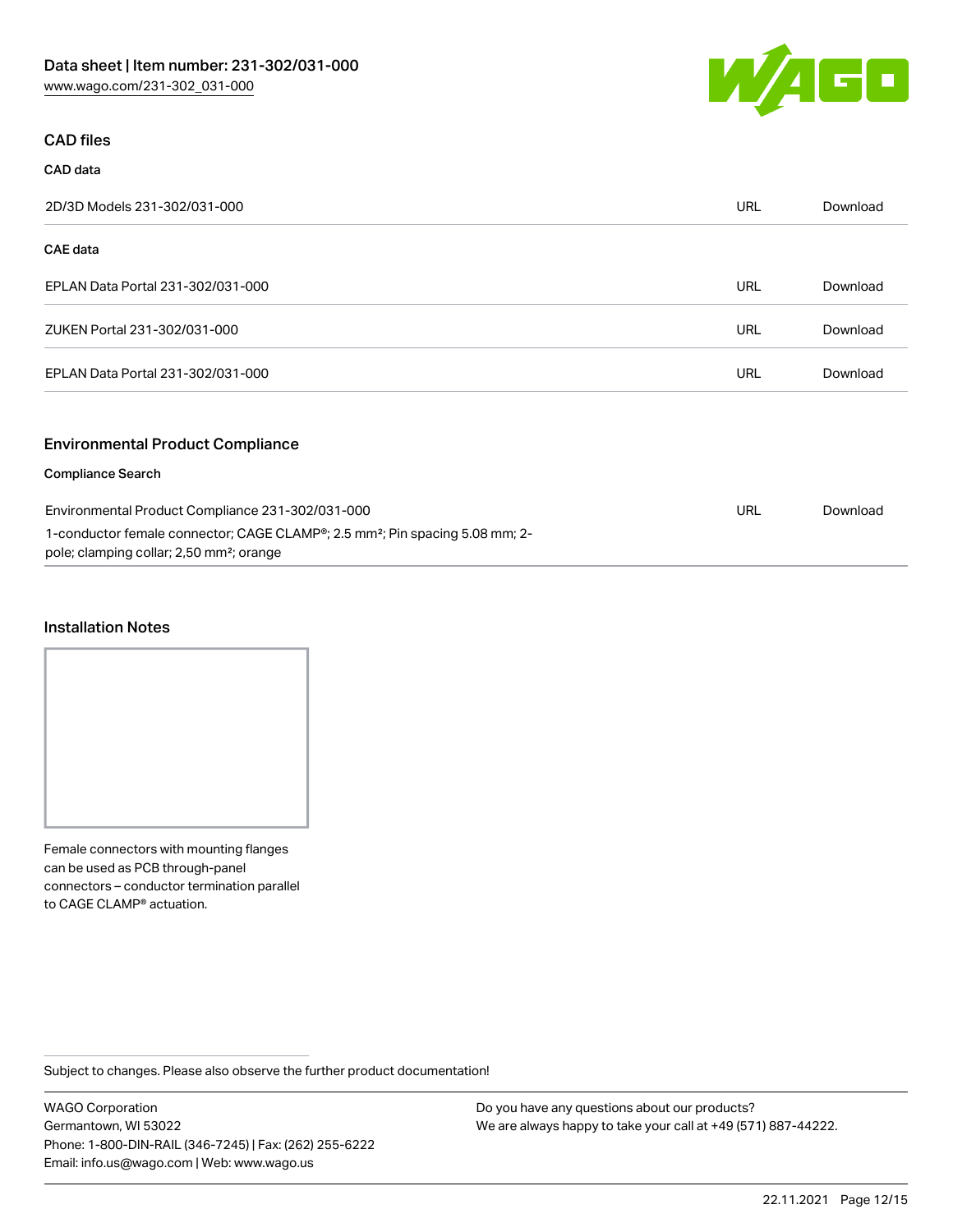## CAD files

### CAD data

| | | |
|---|---|---|
| 2D/3D Models 231-302/031-000 | URL | Download |

### CAE data

| | | |
|---|---|---|
| EPLAN Data Portal 231-302/031-000 | URL | Download |
| ZUKEN Portal 231-302/031-000 | URL | Download |
| EPLAN Data Portal 231-302/031-000 | URL | Download |

## Environmental Product Compliance

### Compliance Search

| | | |
|---|---|---|
| Environmental Product Compliance 231-302/031-000<br>1-conductor female connector; CAGE CLAMP®; 2.5 mm²; Pin spacing 5.08 mm; 2-pole; clamping collar; 2,50 mm²; orange | URL | Download |

## Installation Notes

Female connectors with mounting flanges can be used as PCB through-panel connectors – conductor termination parallel to CAGE CLAMP® actuation.

Subject to changes. Please also observe the further product documentation!

WAGO Corporation
Germantown, WI 53022
Phone: 1-800-DIN-RAIL (346-7245) | Fax: (262) 255-6222
Email: info.us@wago.com | Web: www.wago.us

Do you have any questions about our products?
We are always happy to take your call at +49 (571) 887-44222.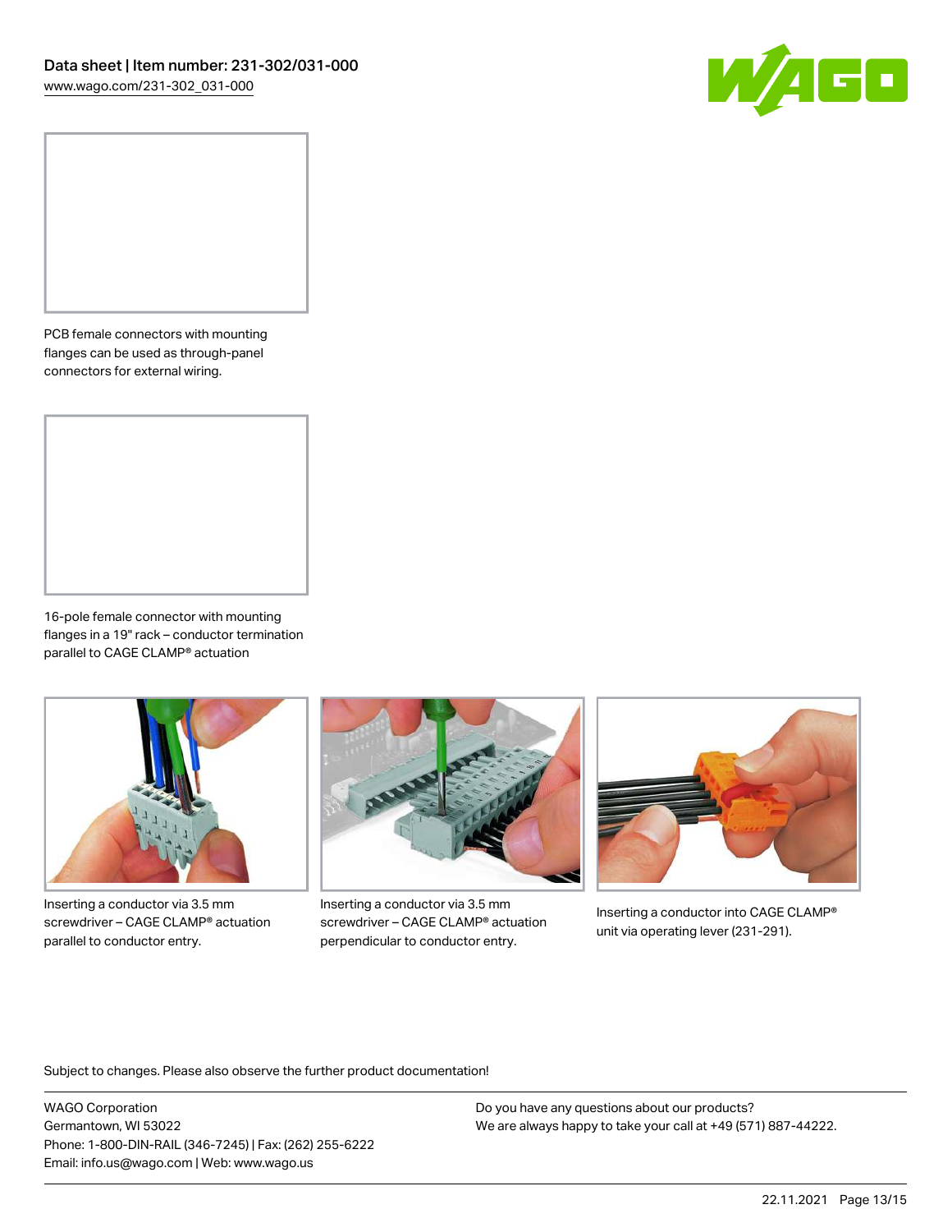PCB female connectors with mounting flanges can be used as through-panel connectors for external wiring.

16-pole female connector with mounting flanges in a 19" rack – conductor termination parallel to CAGE CLAMP® actuation

Inserting a conductor via 3.5 mm screwdriver – CAGE CLAMP® actuation parallel to conductor entry.

Inserting a conductor via 3.5 mm screwdriver – CAGE CLAMP® actuation perpendicular to conductor entry.

Inserting a conductor into CAGE CLAMP® unit via operating lever (231-291).

Subject to changes. Please also observe the further product documentation!

WAGO Corporation
Germantown, WI 53022
Phone: 1-800-DIN-RAIL (346-7245) | Fax: (262) 255-6222
Email: info.us@wago.com | Web: www.wago.us

Do you have any questions about our products?
We are always happy to take your call at +49 (571) 887-44222.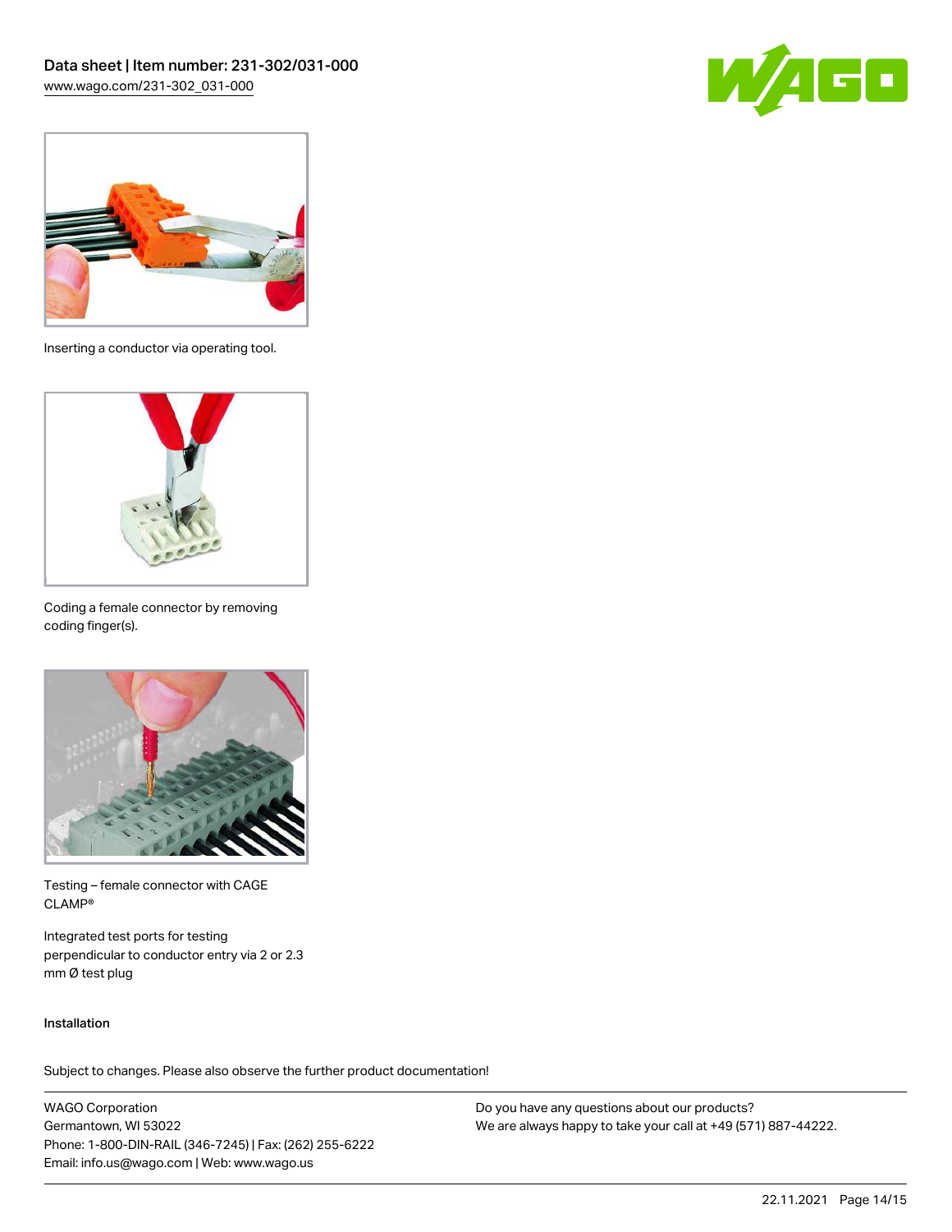Inserting a conductor via operating tool.

Coding a female connector by removing coding finger(s).

Testing – female connector with CAGE CLAMP®

Integrated test ports for testing perpendicular to conductor entry via 2 or 2.3 mm Ø test plug

Installation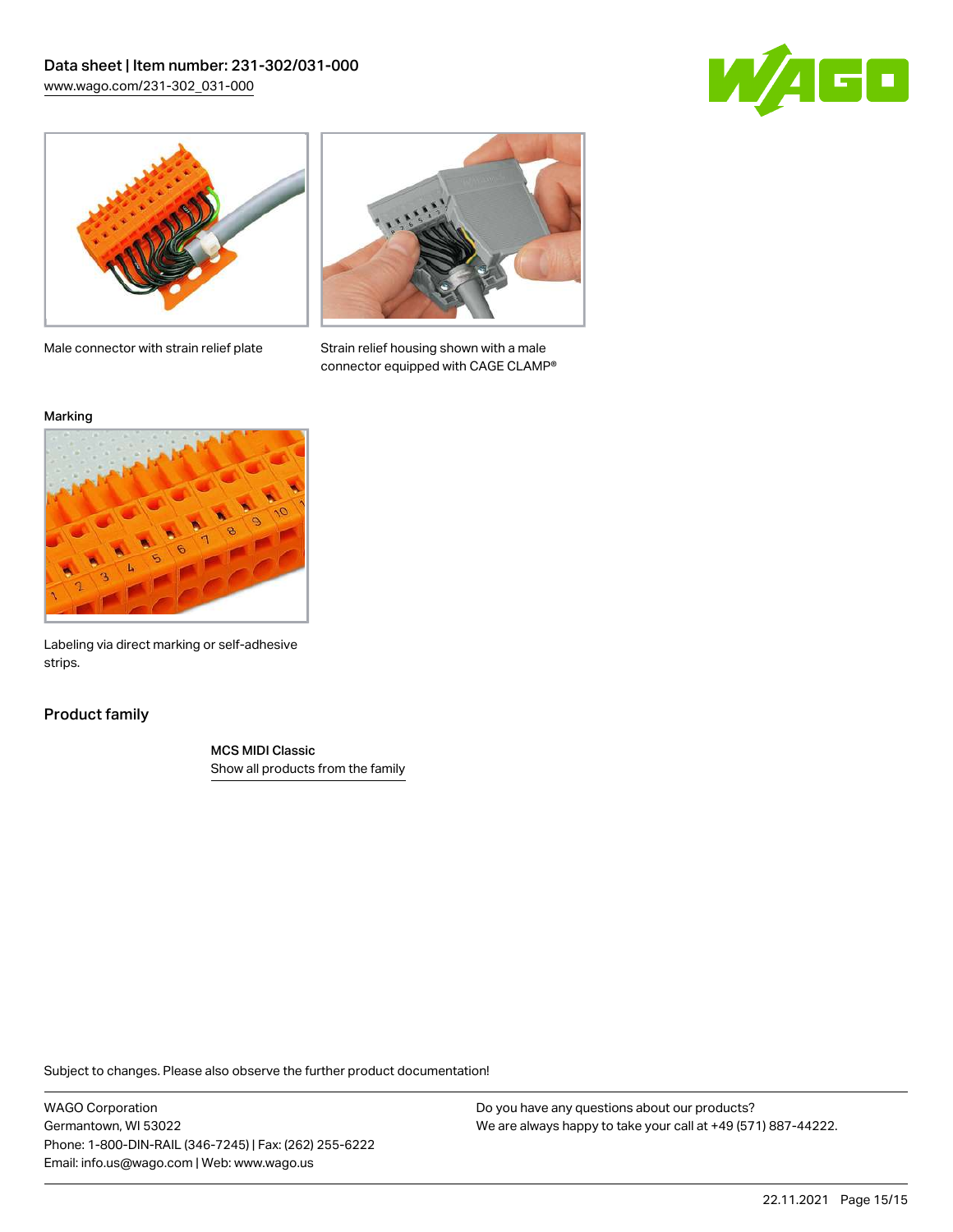Male connector with strain relief plate

Strain relief housing shown with a male connector equipped with CAGE CLAMP®

Marking

Labeling via direct marking or self-adhesive strips.

## Product family

MCS MIDI Classic
Show all products from the family

Subject to changes. Please also observe the further product documentation!

WAGO Corporation
Germantown, WI 53022
Phone: 1-800-DIN-RAIL (346-7245) | Fax: (262) 255-6222
Email: info.us@wago.com | Web: www.wago.us

Do you have any questions about our products?
We are always happy to take your call at +49 (571) 887-44222.